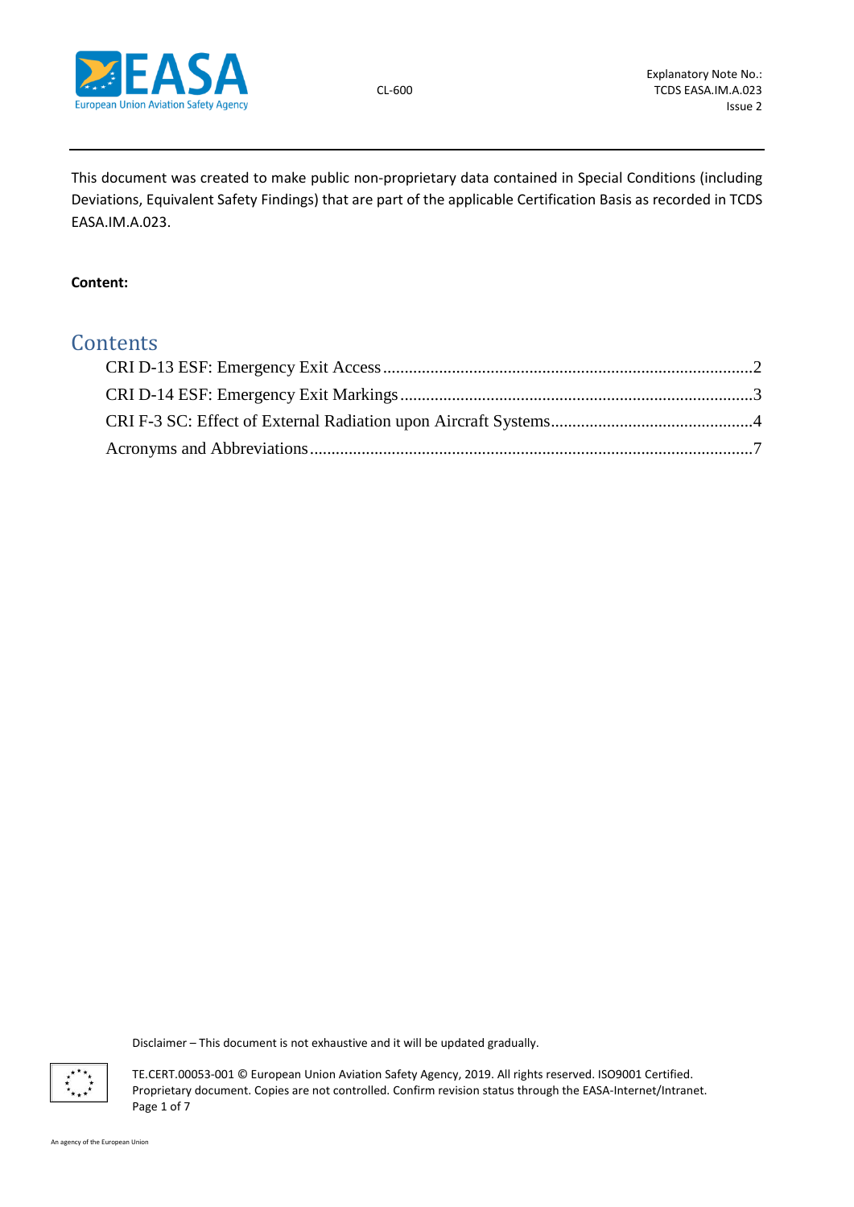This document was created to make public non-proprietary data contained in Special Conditions (including Deviations, Equivalent Safety Findings) that are part of the applicable Certification Basis as recorded in TCDS EASA.IM.A.023.

**Content:**

## Contents

- CRI D-13 ESF: Emergency Exit Access ........ 2
- CRI D-14 ESF: Emergency Exit Markings ........ 3
- CRI F-3 SC: Effect of External Radiation upon Aircraft Systems ........ 4
- Acronyms and Abbreviations ........ 7

Disclaimer – This document is not exhaustive and it will be updated gradually.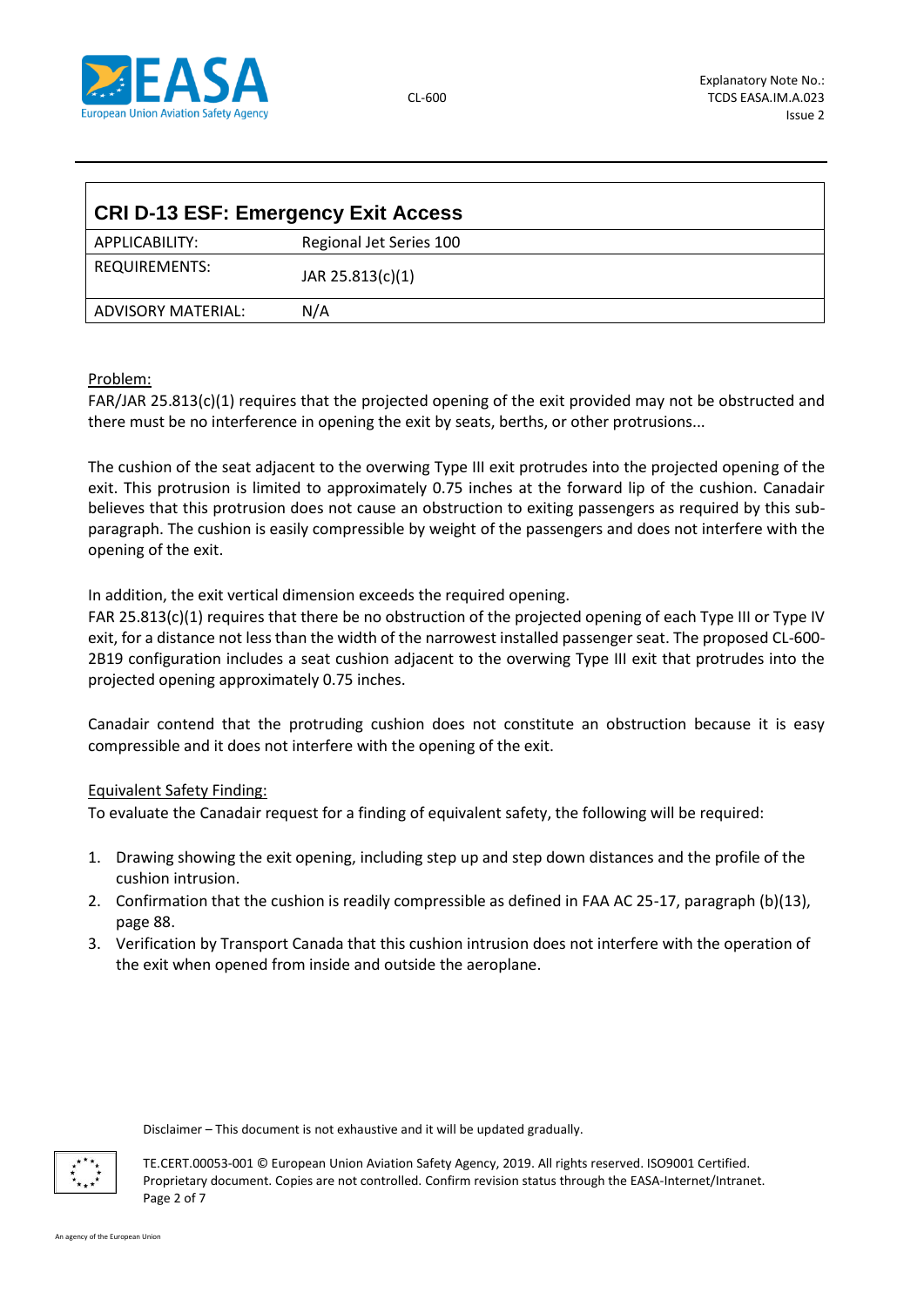## CRI D-13 ESF: Emergency Exit Access

| | |
|---|---|
| APPLICABILITY: | Regional Jet Series 100 |
| REQUIREMENTS: | JAR 25.813(c)(1) |
| ADVISORY MATERIAL: | N/A |

Problem:

FAR/JAR 25.813(c)(1) requires that the projected opening of the exit provided may not be obstructed and there must be no interference in opening the exit by seats, berths, or other protrusions...

The cushion of the seat adjacent to the overwing Type III exit protrudes into the projected opening of the exit. This protrusion is limited to approximately 0.75 inches at the forward lip of the cushion. Canadair believes that this protrusion does not cause an obstruction to exiting passengers as required by this sub-paragraph. The cushion is easily compressible by weight of the passengers and does not interfere with the opening of the exit.

In addition, the exit vertical dimension exceeds the required opening.

FAR 25.813(c)(1) requires that there be no obstruction of the projected opening of each Type III or Type IV exit, for a distance not less than the width of the narrowest installed passenger seat. The proposed CL-600-2B19 configuration includes a seat cushion adjacent to the overwing Type III exit that protrudes into the projected opening approximately 0.75 inches.

Canadair contend that the protruding cushion does not constitute an obstruction because it is easy compressible and it does not interfere with the opening of the exit.

Equivalent Safety Finding:

To evaluate the Canadair request for a finding of equivalent safety, the following will be required:

1. Drawing showing the exit opening, including step up and step down distances and the profile of the cushion intrusion.
2. Confirmation that the cushion is readily compressible as defined in FAA AC 25-17, paragraph (b)(13), page 88.
3. Verification by Transport Canada that this cushion intrusion does not interfere with the operation of the exit when opened from inside and outside the aeroplane.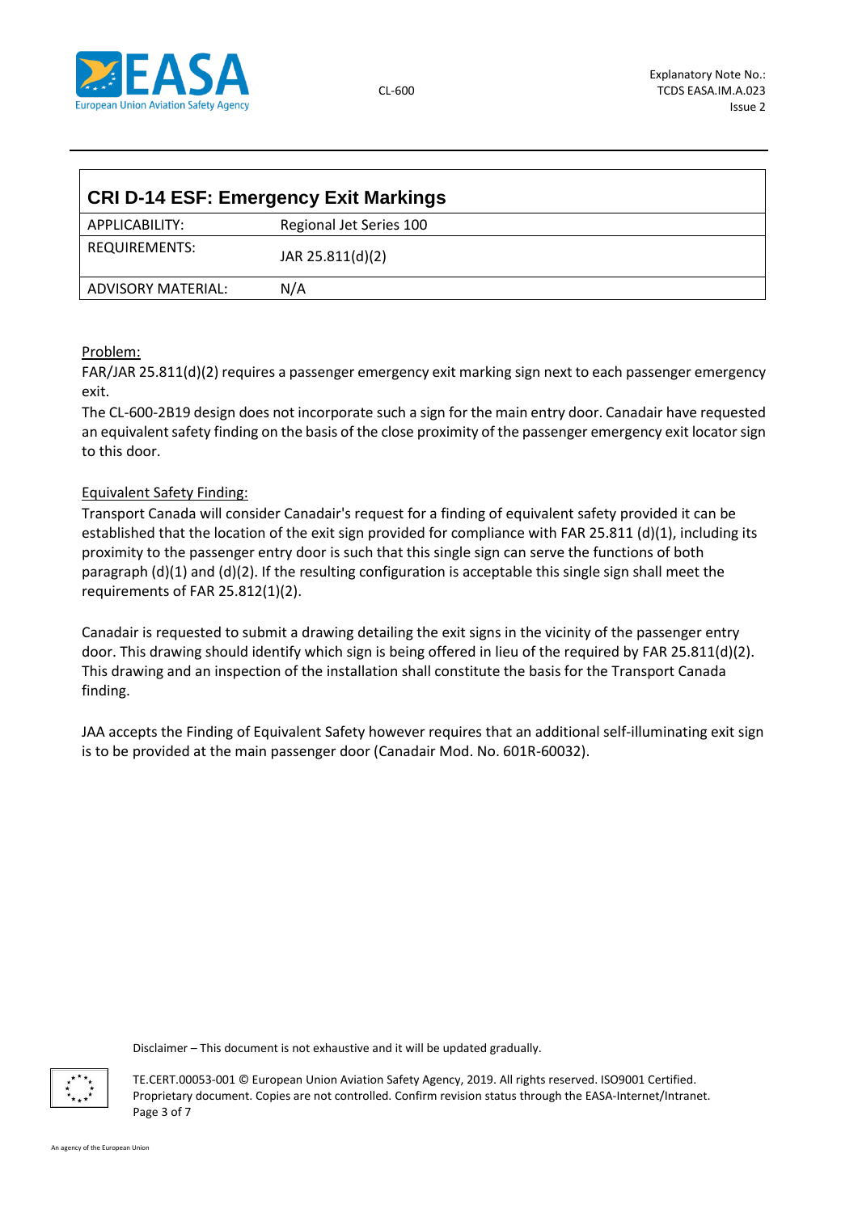| **CRI D-14 ESF: Emergency Exit Markings** | |
|---|---|
| APPLICABILITY: | Regional Jet Series 100 |
| REQUIREMENTS: | JAR 25.811(d)(2) |
| ADVISORY MATERIAL: | N/A |

Problem:

FAR/JAR 25.811(d)(2) requires a passenger emergency exit marking sign next to each passenger emergency exit.

The CL-600-2B19 design does not incorporate such a sign for the main entry door. Canadair have requested an equivalent safety finding on the basis of the close proximity of the passenger emergency exit locator sign to this door.

Equivalent Safety Finding:

Transport Canada will consider Canadair's request for a finding of equivalent safety provided it can be established that the location of the exit sign provided for compliance with FAR 25.811 (d)(1), including its proximity to the passenger entry door is such that this single sign can serve the functions of both paragraph (d)(1) and (d)(2). If the resulting configuration is acceptable this single sign shall meet the requirements of FAR 25.812(1)(2).

Canadair is requested to submit a drawing detailing the exit signs in the vicinity of the passenger entry door. This drawing should identify which sign is being offered in lieu of the required by FAR 25.811(d)(2). This drawing and an inspection of the installation shall constitute the basis for the Transport Canada finding.

JAA accepts the Finding of Equivalent Safety however requires that an additional self-illuminating exit sign is to be provided at the main passenger door (Canadair Mod. No. 601R-60032).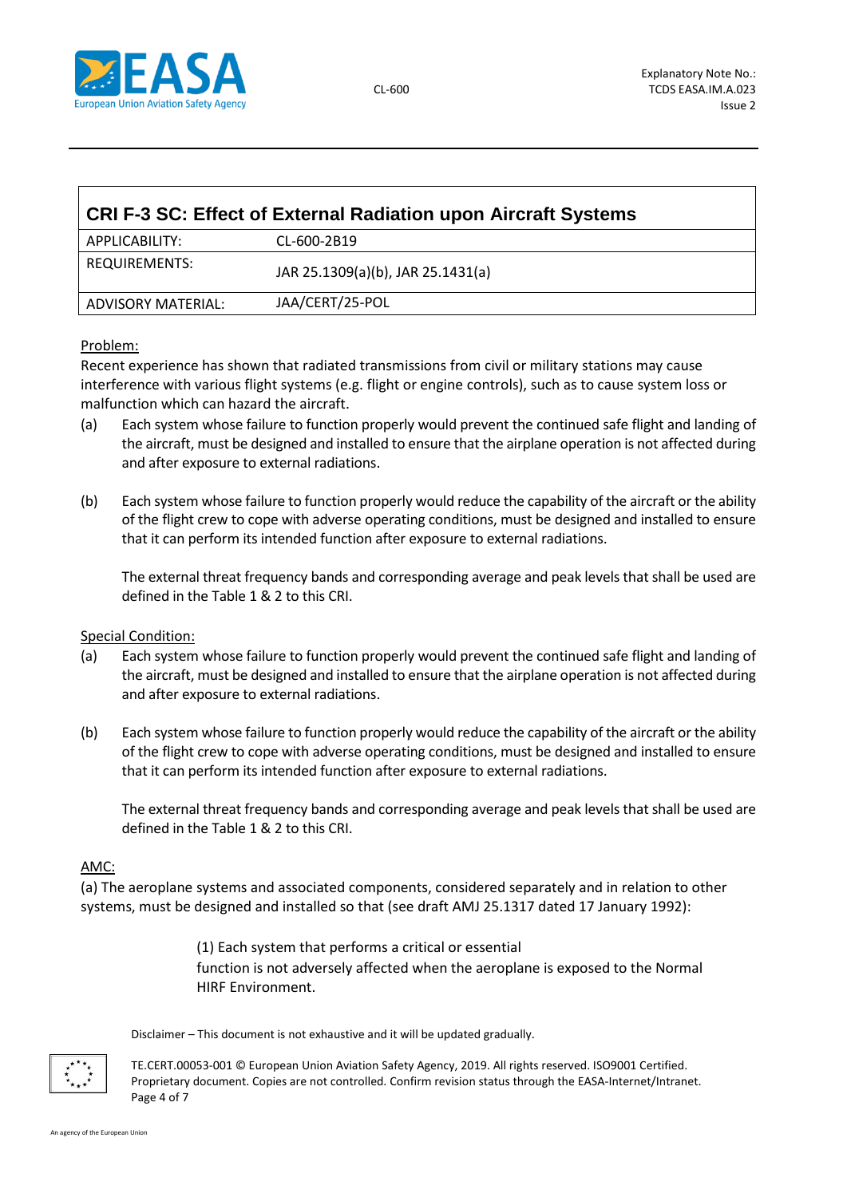## CRI F-3 SC: Effect of External Radiation upon Aircraft Systems

| | |
|---|---|
| APPLICABILITY: | CL-600-2B19 |
| REQUIREMENTS: | JAR 25.1309(a)(b), JAR 25.1431(a) |
| ADVISORY MATERIAL: | JAA/CERT/25-POL |

Problem:

Recent experience has shown that radiated transmissions from civil or military stations may cause interference with various flight systems (e.g. flight or engine controls), such as to cause system loss or malfunction which can hazard the aircraft.

(a) Each system whose failure to function properly would prevent the continued safe flight and landing of the aircraft, must be designed and installed to ensure that the airplane operation is not affected during and after exposure to external radiations.

(b) Each system whose failure to function properly would reduce the capability of the aircraft or the ability of the flight crew to cope with adverse operating conditions, must be designed and installed to ensure that it can perform its intended function after exposure to external radiations.

The external threat frequency bands and corresponding average and peak levels that shall be used are defined in the Table 1 & 2 to this CRI.

Special Condition:

(a) Each system whose failure to function properly would prevent the continued safe flight and landing of the aircraft, must be designed and installed to ensure that the airplane operation is not affected during and after exposure to external radiations.

(b) Each system whose failure to function properly would reduce the capability of the aircraft or the ability of the flight crew to cope with adverse operating conditions, must be designed and installed to ensure that it can perform its intended function after exposure to external radiations.

The external threat frequency bands and corresponding average and peak levels that shall be used are defined in the Table 1 & 2 to this CRI.

AMC:

(a) The aeroplane systems and associated components, considered separately and in relation to other systems, must be designed and installed so that (see draft AMJ 25.1317 dated 17 January 1992):

(1) Each system that performs a critical or essential function is not adversely affected when the aeroplane is exposed to the Normal HIRF Environment.

Disclaimer – This document is not exhaustive and it will be updated gradually.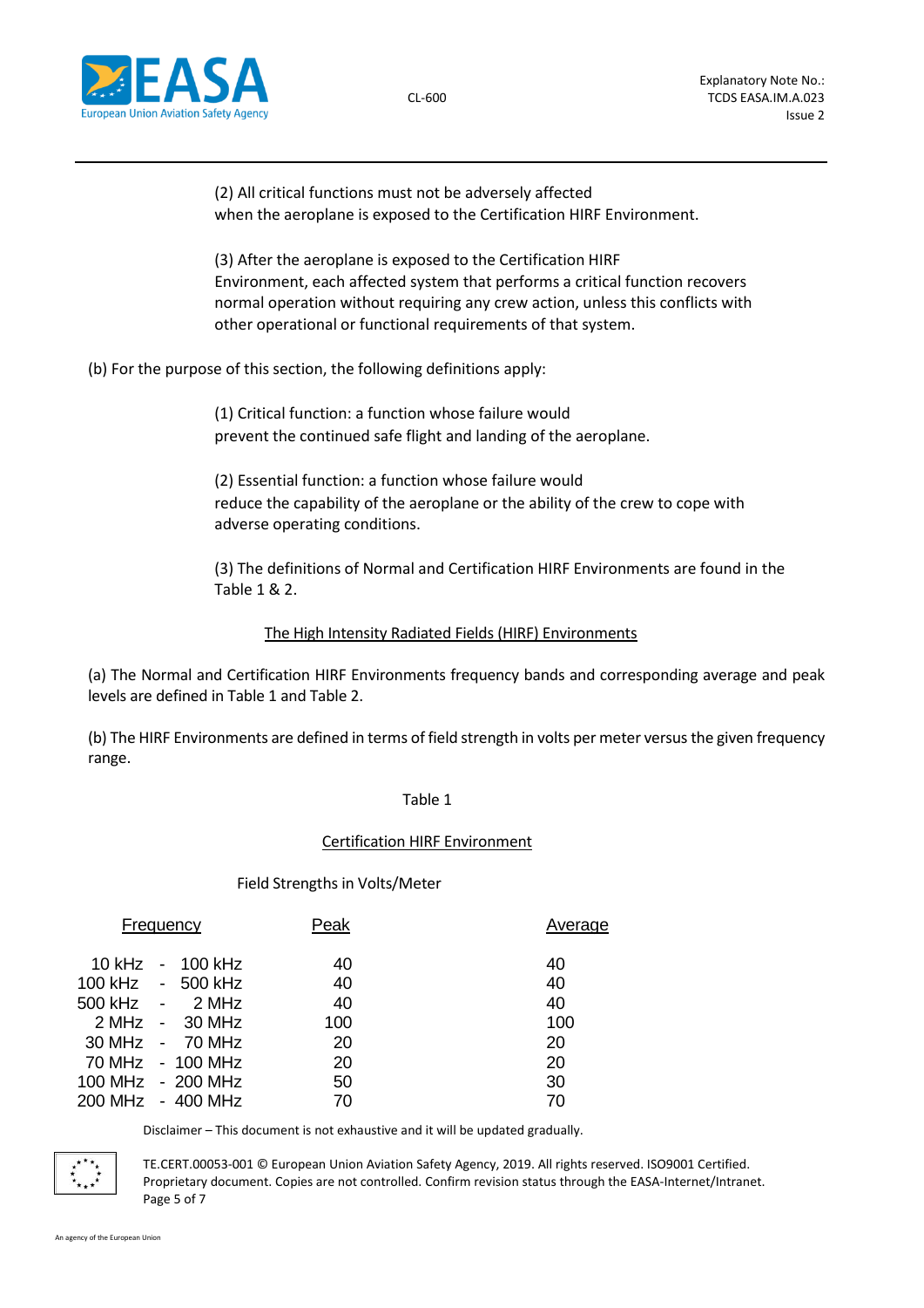(2) All critical functions must not be adversely affected when the aeroplane is exposed to the Certification HIRF Environment.

(3) After the aeroplane is exposed to the Certification HIRF Environment, each affected system that performs a critical function recovers normal operation without requiring any crew action, unless this conflicts with other operational or functional requirements of that system.

(b) For the purpose of this section, the following definitions apply:

(1) Critical function: a function whose failure would prevent the continued safe flight and landing of the aeroplane.

(2) Essential function: a function whose failure would reduce the capability of the aeroplane or the ability of the crew to cope with adverse operating conditions.

(3) The definitions of Normal and Certification HIRF Environments are found in the Table 1 & 2.

<u>The High Intensity Radiated Fields (HIRF) Environments</u>

(a) The Normal and Certification HIRF Environments frequency bands and corresponding average and peak levels are defined in Table 1 and Table 2.

(b) The HIRF Environments are defined in terms of field strength in volts per meter versus the given frequency range.

Table 1

<u>Certification HIRF Environment</u>

Field Strengths in Volts/Meter

| Frequency | Peak | Average |
|---|---|---|
| 10 kHz - 100 kHz | 40 | 40 |
| 100 kHz - 500 kHz | 40 | 40 |
| 500 kHz - 2 MHz | 40 | 40 |
| 2 MHz - 30 MHz | 100 | 100 |
| 30 MHz - 70 MHz | 20 | 20 |
| 70 MHz - 100 MHz | 20 | 20 |
| 100 MHz - 200 MHz | 50 | 30 |
| 200 MHz - 400 MHz | 70 | 70 |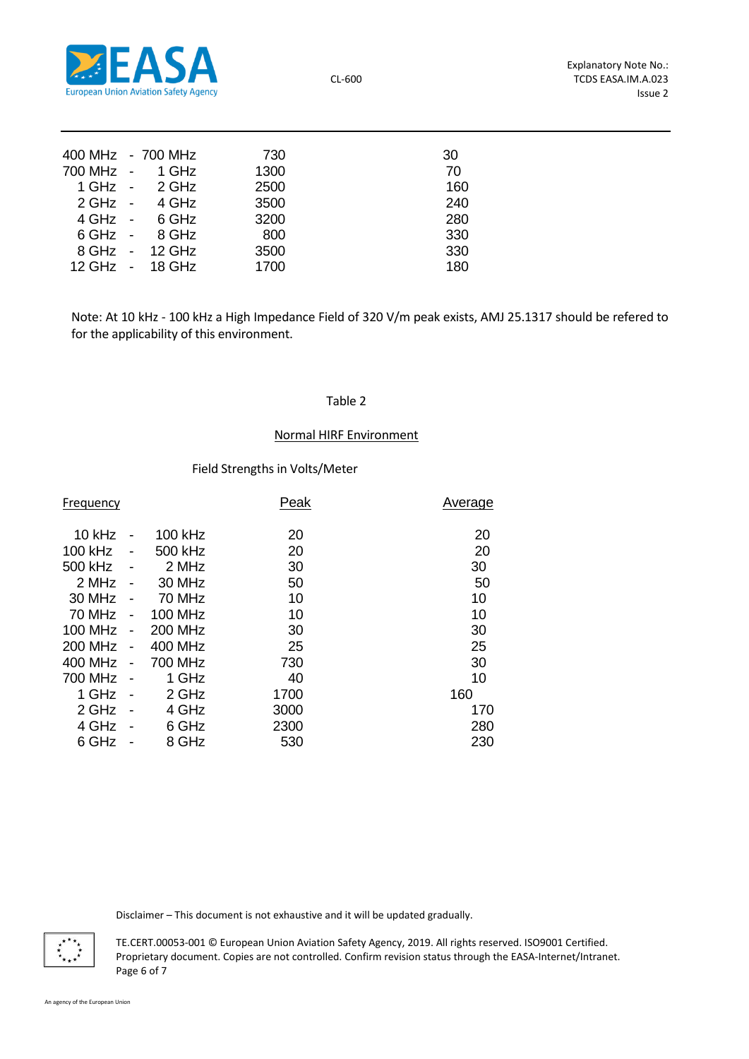| Frequency | | | Peak | Average |
|---|---|---|---|---|
| 400 MHz | - | 700 MHz | 730 | 30 |
| 700 MHz | - | 1 GHz | 1300 | 70 |
| 1 GHz | - | 2 GHz | 2500 | 160 |
| 2 GHz | - | 4 GHz | 3500 | 240 |
| 4 GHz | - | 6 GHz | 3200 | 280 |
| 6 GHz | - | 8 GHz | 800 | 330 |
| 8 GHz | - | 12 GHz | 3500 | 330 |
| 12 GHz | - | 18 GHz | 1700 | 180 |

Note: At 10 kHz - 100 kHz a High Impedance Field of 320 V/m peak exists, AMJ 25.1317 should be refered to for the applicability of this environment.

Table 2

Normal HIRF Environment

Field Strengths in Volts/Meter

| Frequency | | | Peak | Average |
|---|---|---|---|---|
| 10 kHz | - | 100 kHz | 20 | 20 |
| 100 kHz | - | 500 kHz | 20 | 20 |
| 500 kHz | - | 2 MHz | 30 | 30 |
| 2 MHz | - | 30 MHz | 50 | 50 |
| 30 MHz | - | 70 MHz | 10 | 10 |
| 70 MHz | - | 100 MHz | 10 | 10 |
| 100 MHz | - | 200 MHz | 30 | 30 |
| 200 MHz | - | 400 MHz | 25 | 25 |
| 400 MHz | - | 700 MHz | 730 | 30 |
| 700 MHz | - | 1 GHz | 40 | 10 |
| 1 GHz | - | 2 GHz | 1700 | 160 |
| 2 GHz | - | 4 GHz | 3000 | 170 |
| 4 GHz | - | 6 GHz | 2300 | 280 |
| 6 GHz | - | 8 GHz | 530 | 230 |

Disclaimer – This document is not exhaustive and it will be updated gradually.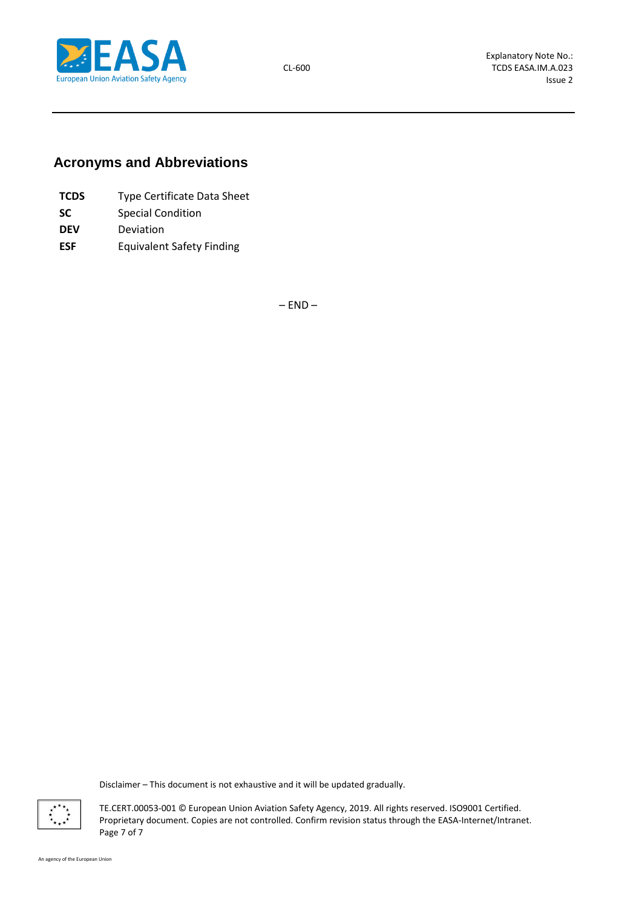## Acronyms and Abbreviations

| | |
|---|---|
| **TCDS** | Type Certificate Data Sheet |
| **SC** | Special Condition |
| **DEV** | Deviation |
| **ESF** | Equivalent Safety Finding |

– END –